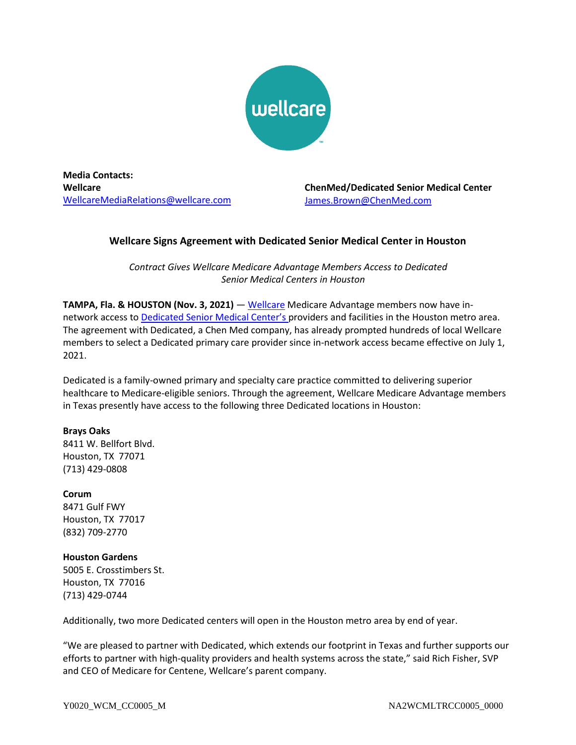**Media Contacts:**

**Wellcare**
WellcareMediaRelations@wellcare.com

**ChenMed/Dedicated Senior Medical Center**
James.Brown@ChenMed.com

## Wellcare Signs Agreement with Dedicated Senior Medical Center in Houston

*Contract Gives Wellcare Medicare Advantage Members Access to Dedicated Senior Medical Centers in Houston*

**TAMPA, Fla. & HOUSTON (Nov. 3, 2021)** — Wellcare Medicare Advantage members now have in-network access to Dedicated Senior Medical Center's providers and facilities in the Houston metro area. The agreement with Dedicated, a Chen Med company, has already prompted hundreds of local Wellcare members to select a Dedicated primary care provider since in-network access became effective on July 1, 2021.

Dedicated is a family-owned primary and specialty care practice committed to delivering superior healthcare to Medicare-eligible seniors. Through the agreement, Wellcare Medicare Advantage members in Texas presently have access to the following three Dedicated locations in Houston:

**Brays Oaks**
8411 W. Bellfort Blvd.
Houston, TX 77071
(713) 429-0808

**Corum**
8471 Gulf FWY
Houston, TX 77017
(832) 709-2770

**Houston Gardens**
5005 E. Crosstimbers St.
Houston, TX 77016
(713) 429-0744

Additionally, two more Dedicated centers will open in the Houston metro area by end of year.

"We are pleased to partner with Dedicated, which extends our footprint in Texas and further supports our efforts to partner with high-quality providers and health systems across the state," said Rich Fisher, SVP and CEO of Medicare for Centene, Wellcare's parent company.

Y0020_WCM_CC0005_M NA2WCMLTRCC0005_0000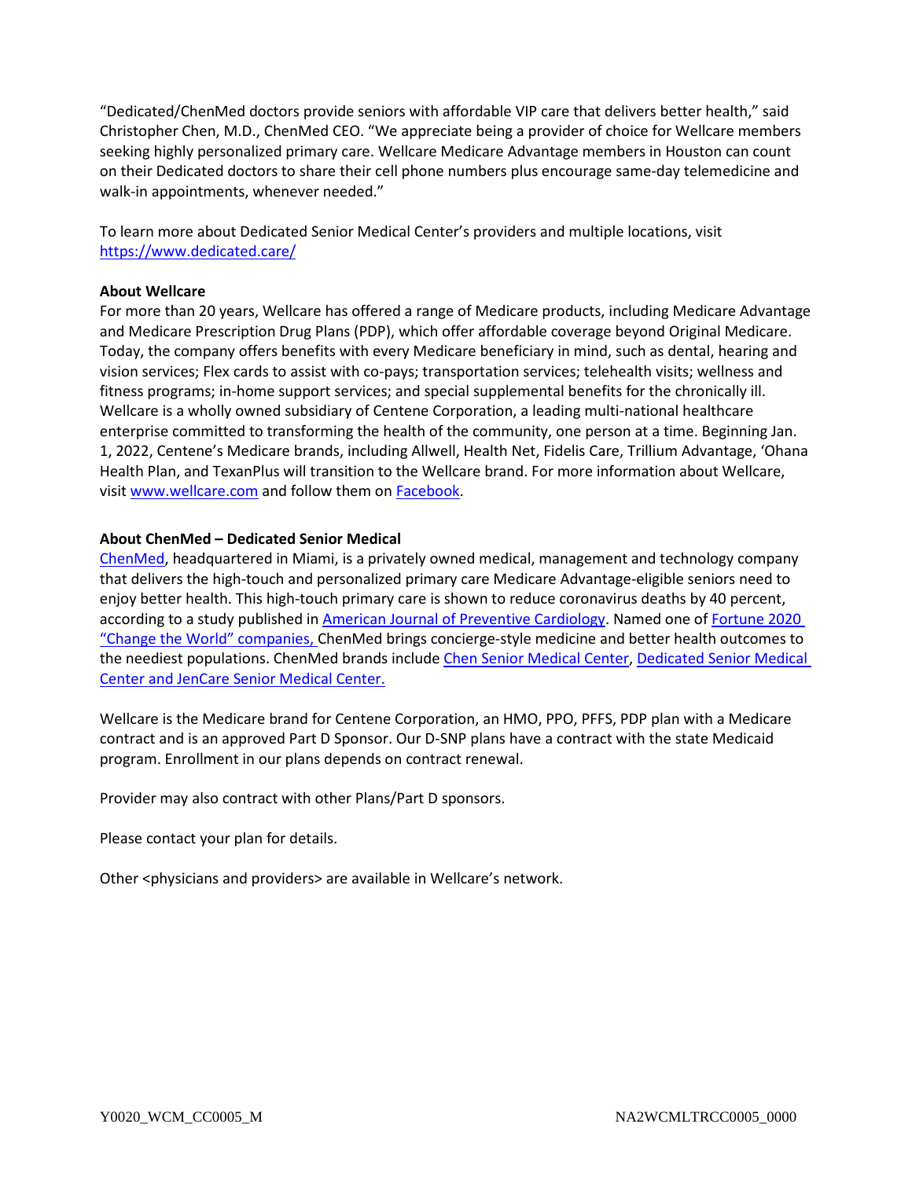"Dedicated/ChenMed doctors provide seniors with affordable VIP care that delivers better health," said Christopher Chen, M.D., ChenMed CEO. "We appreciate being a provider of choice for Wellcare members seeking highly personalized primary care. Wellcare Medicare Advantage members in Houston can count on their Dedicated doctors to share their cell phone numbers plus encourage same-day telemedicine and walk-in appointments, whenever needed."

To learn more about Dedicated Senior Medical Center's providers and multiple locations, visit [https://www.dedicated.care/](https://www.dedicated.care/)

**About Wellcare**

For more than 20 years, Wellcare has offered a range of Medicare products, including Medicare Advantage and Medicare Prescription Drug Plans (PDP), which offer affordable coverage beyond Original Medicare. Today, the company offers benefits with every Medicare beneficiary in mind, such as dental, hearing and vision services; Flex cards to assist with co-pays; transportation services; telehealth visits; wellness and fitness programs; in-home support services; and special supplemental benefits for the chronically ill. Wellcare is a wholly owned subsidiary of Centene Corporation, a leading multi-national healthcare enterprise committed to transforming the health of the community, one person at a time. Beginning Jan. 1, 2022, Centene's Medicare brands, including Allwell, Health Net, Fidelis Care, Trillium Advantage, 'Ohana Health Plan, and TexanPlus will transition to the Wellcare brand. For more information about Wellcare, visit www.wellcare.com and follow them on Facebook.

**About ChenMed – Dedicated Senior Medical**

ChenMed, headquartered in Miami, is a privately owned medical, management and technology company that delivers the high-touch and personalized primary care Medicare Advantage-eligible seniors need to enjoy better health. This high-touch primary care is shown to reduce coronavirus deaths by 40 percent, according to a study published in American Journal of Preventive Cardiology. Named one of Fortune 2020 "Change the World" companies, ChenMed brings concierge-style medicine and better health outcomes to the neediest populations. ChenMed brands include Chen Senior Medical Center, Dedicated Senior Medical Center and JenCare Senior Medical Center.

Wellcare is the Medicare brand for Centene Corporation, an HMO, PPO, PFFS, PDP plan with a Medicare contract and is an approved Part D Sponsor. Our D-SNP plans have a contract with the state Medicaid program. Enrollment in our plans depends on contract renewal.

Provider may also contract with other Plans/Part D sponsors.

Please contact your plan for details.

Other <physicians and providers> are available in Wellcare's network.

Y0020_WCM_CC0005_M NA2WCMLTRCC0005_0000